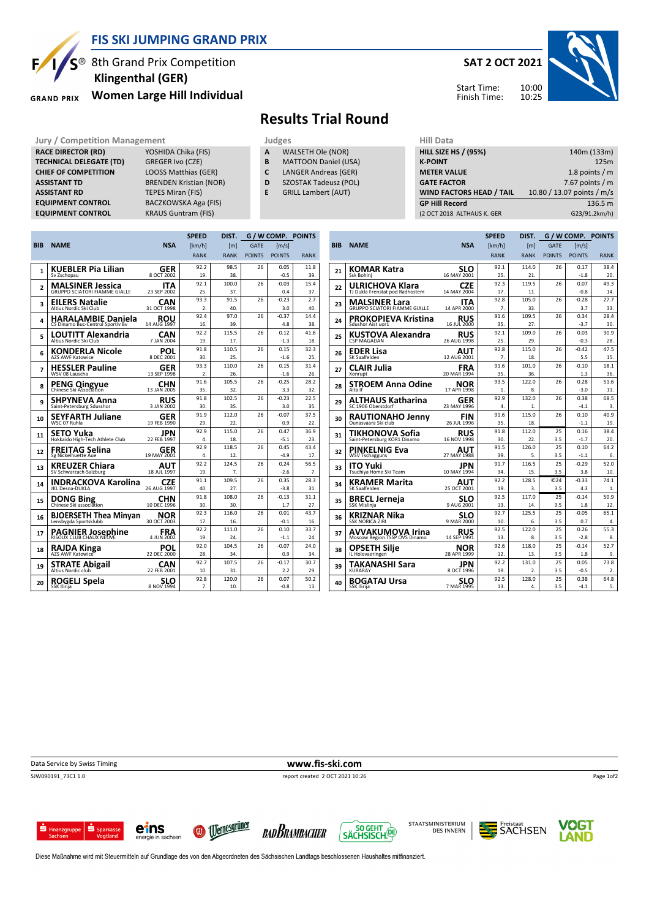# FIS SKI JUMPING GRAND PRIX

## 8th Grand Prix Competition
## Klingenthal (GER)
## Women Large Hill Individual

**SAT 2 OCT 2021**

Start Time: 10:00
Finish Time: 10:25

# Results Trial Round

| Jury / Competition Management | |
|---|---|
| RACE DIRECTOR (RD) | YOSHIDA Chika (FIS) |
| TECHNICAL DELEGATE (TD) | GREGER Ivo (CZE) |
| CHIEF OF COMPETITION | LOOSS Matthias (GER) |
| ASSISTANT TD | BRENDEN Kristian (NOR) |
| ASSISTANT RD | TEPES Miran (FIS) |
| EQUIPMENT CONTROL | BACZKOWSKA Aga (FIS) |
| EQUIPMENT CONTROL | KRAUS Guntram (FIS) |

| Judges | |
|---|---|
| A | WALSETH Ole (NOR) |
| B | MATTOON Daniel (USA) |
| C | LANGER Andreas (GER) |
| D | SZOSTAK Tadeusz (POL) |
| E | GRILL Lambert (AUT) |

| Hill Data | |
|---|---|
| HILL SIZE HS / (95%) | 140m (133m) |
| K-POINT | 125m |
| METER VALUE | 1.8 points / m |
| GATE FACTOR | 7.67 points / m |
| WIND FACTORS HEAD / TAIL | 10.80 / 13.07 points / m/s |
| GP Hill Record | 136.5 m |
| (2 OCT 2018 ALTHAUS K. GER | G23/91.2km/h) |

| BIB | NAME | NSA | SPEED [km/h] | SPEED RANK | DIST. [m] | DIST. RANK | GATE | GATE POINTS | WIND [m/s] | WIND POINTS | POINTS | RANK |
|---|---|---|---|---|---|---|---|---|---|---|---|---|
| 1 | KUEBLER Pia Lilian<br>Sv Zschopau | GER<br>8 OCT 2002 | 92.2 | 19. | 98.5 | 38. | 26 | | 0.05 | -0.5 | 11.8 | 39. |
| 2 | MALSINER Jessica<br>GRUPPO SCIATORI FIAMME GIALLE | ITA<br>23 SEP 2002 | 92.1 | 25. | 100.0 | 37. | 26 | | -0.03 | 0.4 | 15.4 | 37. |
| 3 | EILERS Natalie<br>Altius Nordic Ski Club | CAN<br>31 OCT 1998 | 93.3 | 2. | 91.5 | 40. | 26 | | -0.23 | 3.0 | 2.7 | 40. |
| 4 | HARALAMBIE Daniela<br>CS Dinamo Buc-Centrul Sportiv Bv | ROU<br>14 AUG 1997 | 92.4 | 16. | 97.0 | 39. | 26 | | -0.37 | 4.8 | 14.4 | 38. |
| 5 | LOUTITT Alexandria<br>Altius Nordic Ski Club | CAN<br>7 JAN 2004 | 92.2 | 19. | 115.5 | 17. | 26 | | 0.12 | -1.3 | 41.6 | 18. |
| 6 | KONDERLA Nicole<br>AZS AWF Katowice | POL<br>8 DEC 2001 | 91.8 | 30. | 110.5 | 25. | 26 | | 0.15 | -1.6 | 32.3 | 25. |
| 7 | HESSLER Pauline<br>WSV 08 Lauscha | GER<br>13 SEP 1998 | 93.3 | 2. | 110.0 | 26. | 26 | | 0.15 | -1.6 | 31.4 | 26. |
| 8 | PENG Qingyue<br>Chinese Ski Association | CHN<br>13 JAN 2005 | 91.6 | 35. | 105.5 | 32. | 26 | | -0.25 | 3.3 | 28.2 | 32. |
| 9 | SHPYNEVA Anna<br>Saint-Petersburg Sdusshor | RUS<br>3 JAN 2002 | 91.8 | 30. | 102.5 | 35. | 26 | | -0.23 | 3.0 | 22.5 | 35. |
| 10 | SEYFARTH Juliane<br>WSC 07 Ruhla | GER<br>19 FEB 1990 | 91.9 | 29. | 112.0 | 22. | 26 | | -0.07 | 0.9 | 37.5 | 22. |
| 11 | SETO Yuka<br>Hokkaido High-Tech Athlete Club | JPN<br>22 FEB 1997 | 92.9 | 4. | 115.0 | 18. | 26 | | 0.47 | -5.1 | 36.9 | 23. |
| 12 | FREITAG Selina<br>Sg Nickelhuette Aue | GER<br>19 MAY 2001 | 92.9 | 4. | 118.5 | 12. | 26 | | 0.45 | -4.9 | 43.4 | 17. |
| 13 | KREUZER Chiara<br>SV Schwarzach-Salzburg | AUT<br>18 JUL 1997 | 92.2 | 19. | 124.5 | 7. | 26 | | 0.24 | -2.6 | 56.5 | 7. |
| 14 | INDRACKOVA Karolina<br>JKL Desna-DUKLA | CZE<br>26 AUG 1997 | 91.1 | 40. | 109.5 | 27. | 26 | | 0.35 | -3.8 | 28.3 | 31. |
| 15 | DONG Bing<br>Chinese Ski association | CHN<br>10 DEC 1996 | 91.8 | 30. | 108.0 | 30. | 26 | | -0.13 | 1.7 | 31.1 | 27. |
| 16 | BJOERSETH Thea Minyan<br>Lensbygda Sportsklubb | NOR<br>30 OCT 2003 | 92.3 | 17. | 116.0 | 16. | 26 | | 0.01 | -0.1 | 43.7 | 16. |
| 17 | PAGNIER Josephine<br>RISOUX CLUB CHAUX NEUVE | FRA<br>4 JUN 2002 | 92.2 | 19. | 111.0 | 24. | 26 | | 0.10 | -1.1 | 33.7 | 24. |
| 18 | RAJDA Kinga<br>AZS AWF Katowice | POL<br>22 DEC 2000 | 92.0 | 28. | 104.5 | 34. | 26 | | -0.07 | 0.9 | 24.0 | 34. |
| 19 | STRATE Abigail<br>Altius Nordic club | CAN<br>22 FEB 2001 | 92.7 | 10. | 107.5 | 31. | 26 | | -0.17 | 2.2 | 30.7 | 29. |
| 20 | ROGELJ Spela<br>SSK Ilirija | SLO<br>8 NOV 1994 | 92.8 | 7. | 120.0 | 10. | 26 | | 0.07 | -0.8 | 50.2 | 13. |
| 21 | KOMAR Katra<br>Ssk Bohinj | SLO<br>16 MAY 2001 | 92.1 | 25. | 114.0 | 21. | 26 | | 0.17 | -1.8 | 38.4 | 20. |
| 22 | ULRICHOVA Klara<br>TJ Dukla Frenstat pod Radhostem | CZE<br>14 MAY 2004 | 92.3 | 17. | 119.5 | 11. | 26 | | 0.07 | -0.8 | 49.3 | 14. |
| 23 | MALSINER Lara<br>GRUPPO SCIATORI FIAMME GIALLE | ITA<br>14 APR 2000 | 92.8 | 7. | 105.0 | 33. | 26 | | -0.28 | 3.7 | 27.7 | 33. |
| 24 | PROKOPIEVA Kristina<br>Sdushor Aist uor1 | RUS<br>16 JUL 2000 | 91.6 | 35. | 109.5 | 27. | 26 | | 0.34 | -3.7 | 28.4 | 30. |
| 25 | KUSTOVA Alexandra<br>CSP MAGADAN | RUS<br>26 AUG 1998 | 92.1 | 25. | 109.0 | 29. | 26 | | 0.03 | -0.3 | 30.9 | 28. |
| 26 | EDER Lisa<br>SK Saalfelden | AUT<br>12 AUG 2001 | 92.8 | 7. | 115.0 | 18. | 26 | | -0.42 | 5.5 | 47.5 | 15. |
| 27 | CLAIR Julia<br>Xonrupt | FRA<br>20 MAR 1994 | 91.6 | 35. | 101.0 | 36. | 26 | | -0.10 | 1.3 | 18.1 | 36. |
| 28 | STROEM Anna Odine<br>Alta If | NOR<br>17 APR 1998 | 93.5 | 1. | 122.0 | 8. | 26 | | 0.28 | -3.0 | 51.6 | 11. |
| 29 | ALTHAUS Katharina<br>SC 1906 Oberstdorf | GER<br>23 MAY 1996 | 92.9 | 4. | 132.0 | 1. | 26 | | 0.38 | -4.1 | 68.5 | 3. |
| 30 | RAUTIONAHO Jenny<br>Ounasvaara Ski club | FIN<br>26 JUL 1996 | 91.6 | 35. | 115.0 | 18. | 26 | | 0.10 | -1.1 | 40.9 | 19. |
| 31 | TIKHONOVA Sofia<br>Saint-Petersburg KOR1 Dinamo | RUS<br>16 NOV 1998 | 91.8 | 30. | 112.0 | 22. | 25 | 3.5 | 0.16 | -1.7 | 38.4 | 20. |
| 32 | PINKELNIG Eva<br>WSV Tschagguns | AUT<br>27 MAY 1988 | 91.5 | 39. | 126.0 | 5. | 25 | 3.5 | 0.10 | -1.1 | 64.2 | 6. |
| 33 | ITO Yuki<br>Tsuchiya Home Ski Team | JPN<br>10 MAY 1994 | 91.7 | 34. | 116.5 | 15. | 25 | 3.5 | -0.29 | 3.8 | 52.0 | 10. |
| 34 | KRAMER Marita<br>SK Saalfelden | AUT<br>25 OCT 2001 | 92.2 | 19. | 128.5 | 3. | ©24 | 3.5 | -0.33 | 4.3 | 74.1 | 1. |
| 35 | BRECL Jerneja<br>SSK Mislinja | SLO<br>9 AUG 2001 | 92.5 | 13. | 117.0 | 14. | 25 | 3.5 | -0.14 | 1.8 | 50.9 | 12. |
| 36 | KRIZNAR Nika<br>SSK NORICA ZIRI | SLO<br>9 MAR 2000 | 92.7 | 10. | 125.5 | 6. | 25 | 3.5 | -0.05 | 0.7 | 65.1 | 4. |
| 37 | AVVAKUMOVA Irina<br>Moscow Region TSSP OVS Dinamo | RUS<br>14 SEP 1991 | 92.5 | 13. | 122.0 | 8. | 25 | 3.5 | 0.26 | -2.8 | 55.3 | 8. |
| 38 | OPSETH Silje<br>IL Holevaeringen | NOR<br>28 APR 1999 | 92.6 | 12. | 118.0 | 13. | 25 | 3.5 | -0.14 | 1.8 | 52.7 | 9. |
| 39 | TAKANASHI Sara<br>KURARAY | JPN<br>8 OCT 1996 | 92.2 | 19. | 131.0 | 2. | 25 | 3.5 | 0.05 | -0.5 | 73.8 | 2. |
| 40 | BOGATAJ Ursa<br>SSK Ilirija | SLO<br>7 MAR 1995 | 92.5 | 13. | 128.0 | 4. | 25 | 3.5 | 0.38 | -4.1 | 64.8 | 5. |

Data Service by Swiss Timing — www.fis-ski.com

SJW090191_73C1 1.0 — report created 2 OCT 2021 10:26

Diese Maßnahme wird mit Steuermitteln auf Grundlage des von den Abgeordneten des Sächsischen Landtags beschlossenen Haushaltes mitfinanziert.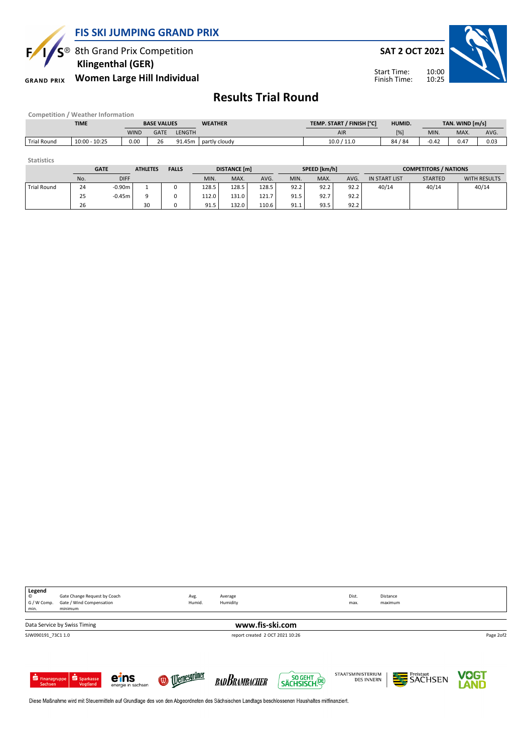# FIS SKI JUMPING GRAND PRIX

8th Grand Prix Competition
**Klingenthal (GER)**
**Women Large Hill Individual**

**SAT 2 OCT 2021**

Start Time: 10:00
Finish Time: 10:25

## Results Trial Round

Competition / Weather Information

| TIME | | BASE VALUES | | | WEATHER | TEMP. START / FINISH [°C] | HUMID. | TAN. WIND [m/s] | | |
|---|---|---|---|---|---|---|---|---|---|---|
| | | WIND | GATE | LENGTH | | AIR | [%] | MIN. | MAX. | AVG. |
| Trial Round | 10:00 - 10:25 | 0.00 | 26 | 91.45m | partly cloudy | 10.0 / 11.0 | 84 / 84 | -0.42 | 0.47 | 0.03 |

Statistics

| | GATE | | ATHLETES | FALLS | DISTANCE [m] | | | SPEED [km/h] | | | COMPETITORS / NATIONS | | |
|---|---|---|---|---|---|---|---|---|---|---|---|---|---|
| | No. | DIFF | | | MIN. | MAX. | AVG. | MIN. | MAX. | AVG. | IN START LIST | STARTED | WITH RESULTS |
| Trial Round | 24 | -0.90m | 1 | 0 | 128.5 | 128.5 | 128.5 | 92.2 | 92.2 | 92.2 | 40/14 | 40/14 | 40/14 |
| | 25 | -0.45m | 9 | 0 | 112.0 | 131.0 | 121.7 | 91.5 | 92.7 | 92.2 | | | |
| | 26 | | 30 | 0 | 91.5 | 132.0 | 110.6 | 91.1 | 93.5 | 92.2 | | | |

| Legend | | | | | |
|---|---|---|---|---|---|
| © | Gate Change Request by Coach | Avg. | Average | Dist. | Distance |
| G / W Comp. | Gate / Wind Compensation | Humid. | Humidity | max. | maximum |
| min. | minimum | | | | |

Data Service by Swiss Timing

www.fis-ski.com

SJW090191_73C1 1.0

report created 2 OCT 2021 10:26

Diese Maßnahme wird mit Steuermitteln auf Grundlage des von den Abgeordneten des Sächsischen Landtags beschlossenen Haushaltes mitfinanziert.